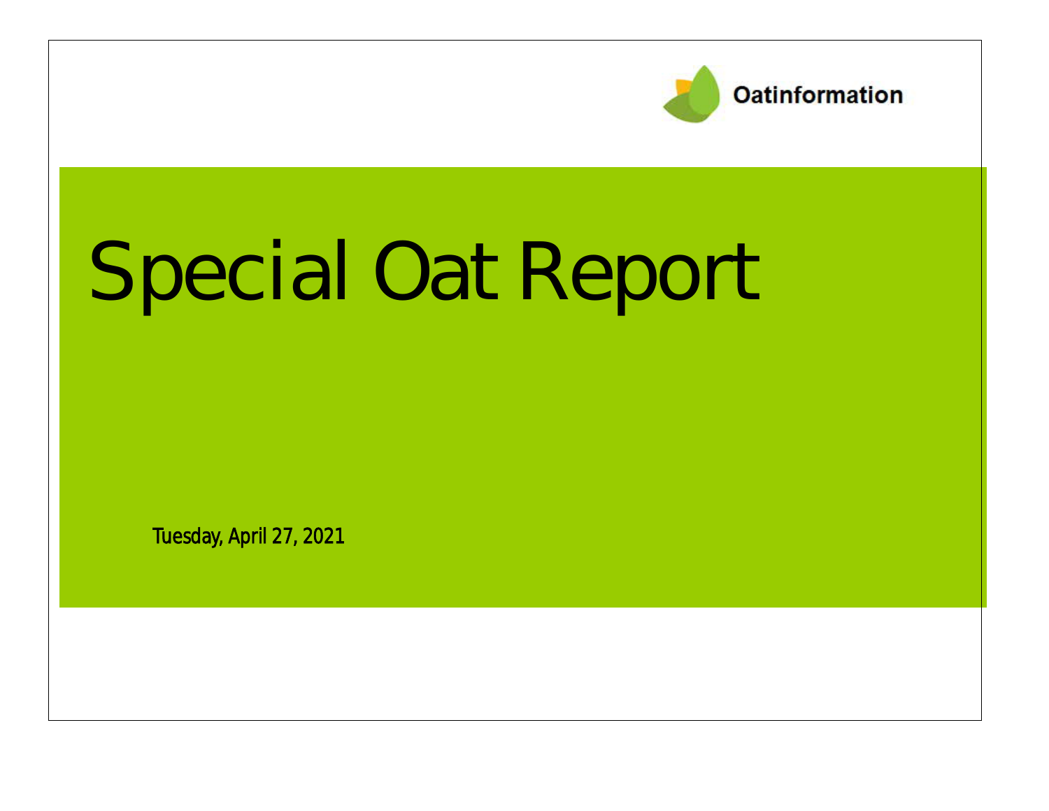Oatinformation

# Special Oat Report

Tuesday, April 27, 2021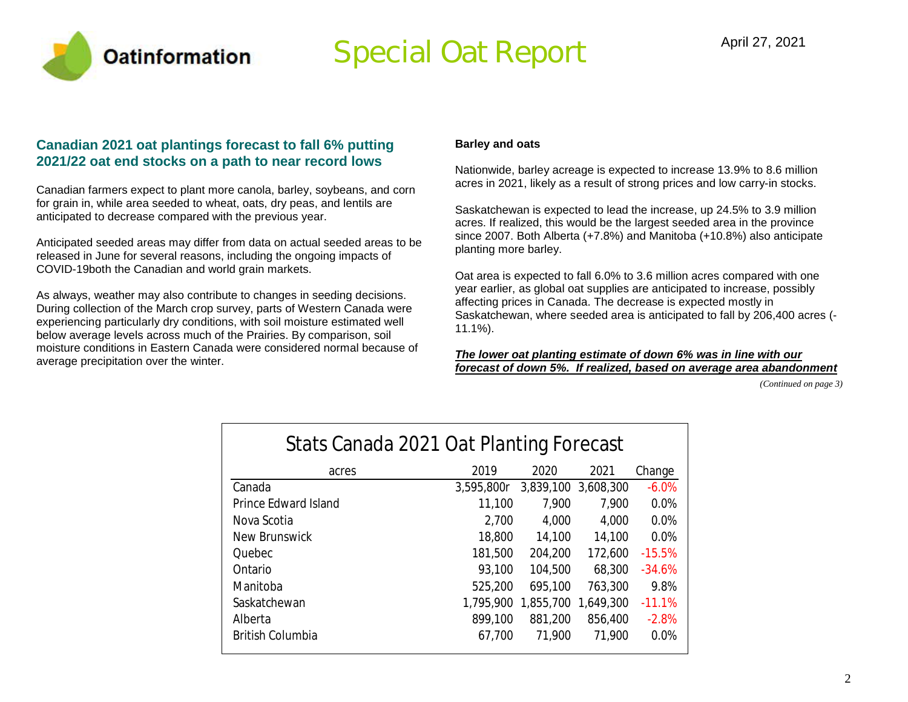Oatinformation

# Special Oat Report

April 27, 2021

## Canadian 2021 oat plantings forecast to fall 6% putting 2021/22 oat end stocks on a path to near record lows

Canadian farmers expect to plant more canola, barley, soybeans, and corn for grain in, while area seeded to wheat, oats, dry peas, and lentils are anticipated to decrease compared with the previous year.

Anticipated seeded areas may differ from data on actual seeded areas to be released in June for several reasons, including the ongoing impacts of COVID-19both the Canadian and world grain markets.

As always, weather may also contribute to changes in seeding decisions. During collection of the March crop survey, parts of Western Canada were experiencing particularly dry conditions, with soil moisture estimated well below average levels across much of the Prairies. By comparison, soil moisture conditions in Eastern Canada were considered normal because of average precipitation over the winter.

**Barley and oats**

Nationwide, barley acreage is expected to increase 13.9% to 8.6 million acres in 2021, likely as a result of strong prices and low carry-in stocks.

Saskatchewan is expected to lead the increase, up 24.5% to 3.9 million acres. If realized, this would be the largest seeded area in the province since 2007. Both Alberta (+7.8%) and Manitoba (+10.8%) also anticipate planting more barley.

Oat area is expected to fall 6.0% to 3.6 million acres compared with one year earlier, as global oat supplies are anticipated to increase, possibly affecting prices in Canada. The decrease is expected mostly in Saskatchewan, where seeded area is anticipated to fall by 206,400 acres (-11.1%).

***The lower oat planting estimate of down 6% was in line with our forecast of down 5%. If realized, based on average area abandonment***

*(Continued on page 3)*

### Stats Canada 2021 Oat Planting Forecast

| acres | 2019 | 2020 | 2021 | Change |
|---|---|---|---|---|
| Canada | 3,595,800r | 3,839,100 | 3,608,300 | -6.0% |
| Prince Edward Island | 11,100 | 7,900 | 7,900 | 0.0% |
| Nova Scotia | 2,700 | 4,000 | 4,000 | 0.0% |
| New Brunswick | 18,800 | 14,100 | 14,100 | 0.0% |
| Quebec | 181,500 | 204,200 | 172,600 | -15.5% |
| Ontario | 93,100 | 104,500 | 68,300 | -34.6% |
| Manitoba | 525,200 | 695,100 | 763,300 | 9.8% |
| Saskatchewan | 1,795,900 | 1,855,700 | 1,649,300 | -11.1% |
| Alberta | 899,100 | 881,200 | 856,400 | -2.8% |
| British Columbia | 67,700 | 71,900 | 71,900 | 0.0% |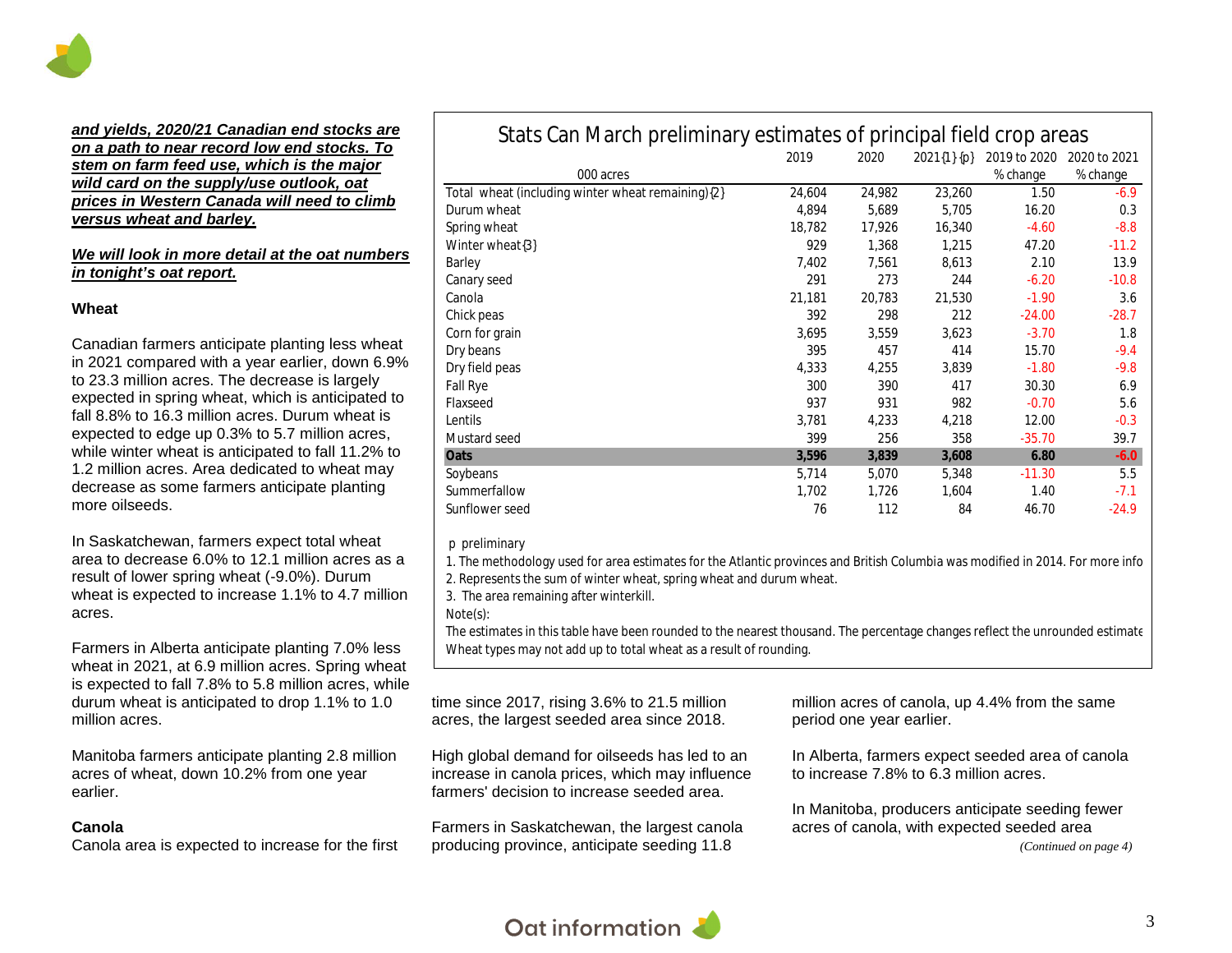***and yields, 2020/21 Canadian end stocks are on a path to near record low end stocks. To stem on farm feed use, which is the major wild card on the supply/use outlook, oat prices in Western Canada will need to climb versus wheat and barley.***

***We will look in more detail at the oat numbers in tonight's oat report.***

**Wheat**

Canadian farmers anticipate planting less wheat in 2021 compared with a year earlier, down 6.9% to 23.3 million acres. The decrease is largely expected in spring wheat, which is anticipated to fall 8.8% to 16.3 million acres. Durum wheat is expected to edge up 0.3% to 5.7 million acres, while winter wheat is anticipated to fall 11.2% to 1.2 million acres. Area dedicated to wheat may decrease as some farmers anticipate planting more oilseeds.

In Saskatchewan, farmers expect total wheat area to decrease 6.0% to 12.1 million acres as a result of lower spring wheat (-9.0%). Durum wheat is expected to increase 1.1% to 4.7 million acres.

Farmers in Alberta anticipate planting 7.0% less wheat in 2021, at 6.9 million acres. Spring wheat is expected to fall 7.8% to 5.8 million acres, while durum wheat is anticipated to drop 1.1% to 1.0 million acres.

Manitoba farmers anticipate planting 2.8 million acres of wheat, down 10.2% from one year earlier.

**Canola**

Canola area is expected to increase for the first time since 2017, rising 3.6% to 21.5 million acres, the largest seeded area since 2018.

High global demand for oilseeds has led to an increase in canola prices, which may influence farmers' decision to increase seeded area.

Farmers in Saskatchewan, the largest canola producing province, anticipate seeding 11.8 million acres of canola, up 4.4% from the same period one year earlier.

In Alberta, farmers expect seeded area of canola to increase 7.8% to 6.3 million acres.

In Manitoba, producers anticipate seeding fewer acres of canola, with expected seeded area

*(Continued on page 4)*

**Stats Can March preliminary estimates of principal field crop areas**

| 000 acres | 2019 | 2020 | 2021{1}{p} | 2019 to 2020 % change | 2020 to 2021 % change |
|---|---|---|---|---|---|
| Total wheat (including winter wheat remaining){2} | 24,604 | 24,982 | 23,260 | 1.50 | -6.9 |
| Durum wheat | 4,894 | 5,689 | 5,705 | 16.20 | 0.3 |
| Spring wheat | 18,782 | 17,926 | 16,340 | -4.60 | -8.8 |
| Winter wheat{3} | 929 | 1,368 | 1,215 | 47.20 | -11.2 |
| Barley | 7,402 | 7,561 | 8,613 | 2.10 | 13.9 |
| Canary seed | 291 | 273 | 244 | -6.20 | -10.8 |
| Canola | 21,181 | 20,783 | 21,530 | -1.90 | 3.6 |
| Chick peas | 392 | 298 | 212 | -24.00 | -28.7 |
| Corn for grain | 3,695 | 3,559 | 3,623 | -3.70 | 1.8 |
| Dry beans | 395 | 457 | 414 | 15.70 | -9.4 |
| Dry field peas | 4,333 | 4,255 | 3,839 | -1.80 | -9.8 |
| Fall Rye | 300 | 390 | 417 | 30.30 | 6.9 |
| Flaxseed | 937 | 931 | 982 | -0.70 | 5.6 |
| Lentils | 3,781 | 4,233 | 4,218 | 12.00 | -0.3 |
| Mustard seed | 399 | 256 | 358 | -35.70 | 39.7 |
| **Oats** | **3,596** | **3,839** | **3,608** | **6.80** | **-6.0** |
| Soybeans | 5,714 | 5,070 | 5,348 | -11.30 | 5.5 |
| Summerfallow | 1,702 | 1,726 | 1,604 | 1.40 | -7.1 |
| Sunflower seed | 76 | 112 | 84 | 46.70 | -24.9 |

p preliminary

1. The methodology used for area estimates for the Atlantic provinces and British Columbia was modified in 2014. For more info
2. Represents the sum of winter wheat, spring wheat and durum wheat.
3. The area remaining after winterkill.

Note(s):

The estimates in this table have been rounded to the nearest thousand. The percentage changes reflect the unrounded estimate
Wheat types may not add up to total wheat as a result of rounding.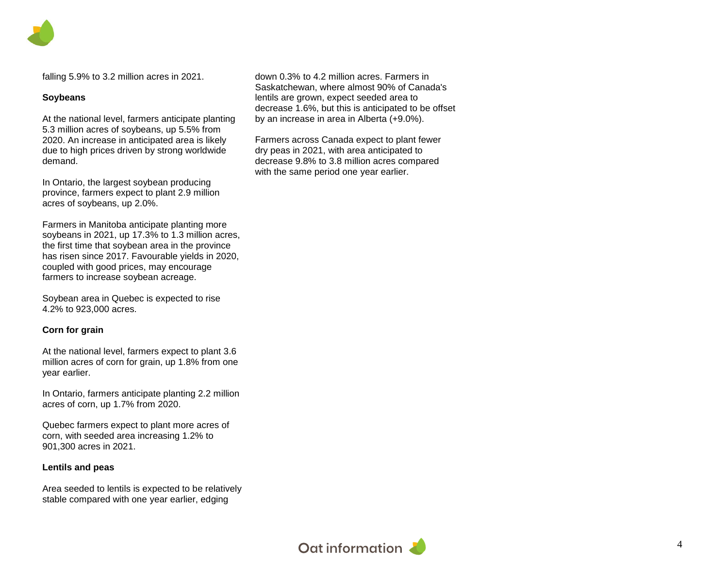falling 5.9% to 3.2 million acres in 2021.

**Soybeans**

At the national level, farmers anticipate planting 5.3 million acres of soybeans, up 5.5% from 2020. An increase in anticipated area is likely due to high prices driven by strong worldwide demand.

In Ontario, the largest soybean producing province, farmers expect to plant 2.9 million acres of soybeans, up 2.0%.

Farmers in Manitoba anticipate planting more soybeans in 2021, up 17.3% to 1.3 million acres, the first time that soybean area in the province has risen since 2017. Favourable yields in 2020, coupled with good prices, may encourage farmers to increase soybean acreage.

Soybean area in Quebec is expected to rise 4.2% to 923,000 acres.

**Corn for grain**

At the national level, farmers expect to plant 3.6 million acres of corn for grain, up 1.8% from one year earlier.

In Ontario, farmers anticipate planting 2.2 million acres of corn, up 1.7% from 2020.

Quebec farmers expect to plant more acres of corn, with seeded area increasing 1.2% to 901,300 acres in 2021.

**Lentils and peas**

Area seeded to lentils is expected to be relatively stable compared with one year earlier, edging down 0.3% to 4.2 million acres. Farmers in Saskatchewan, where almost 90% of Canada's lentils are grown, expect seeded area to decrease 1.6%, but this is anticipated to be offset by an increase in area in Alberta (+9.0%).

Farmers across Canada expect to plant fewer dry peas in 2021, with area anticipated to decrease 9.8% to 3.8 million acres compared with the same period one year earlier.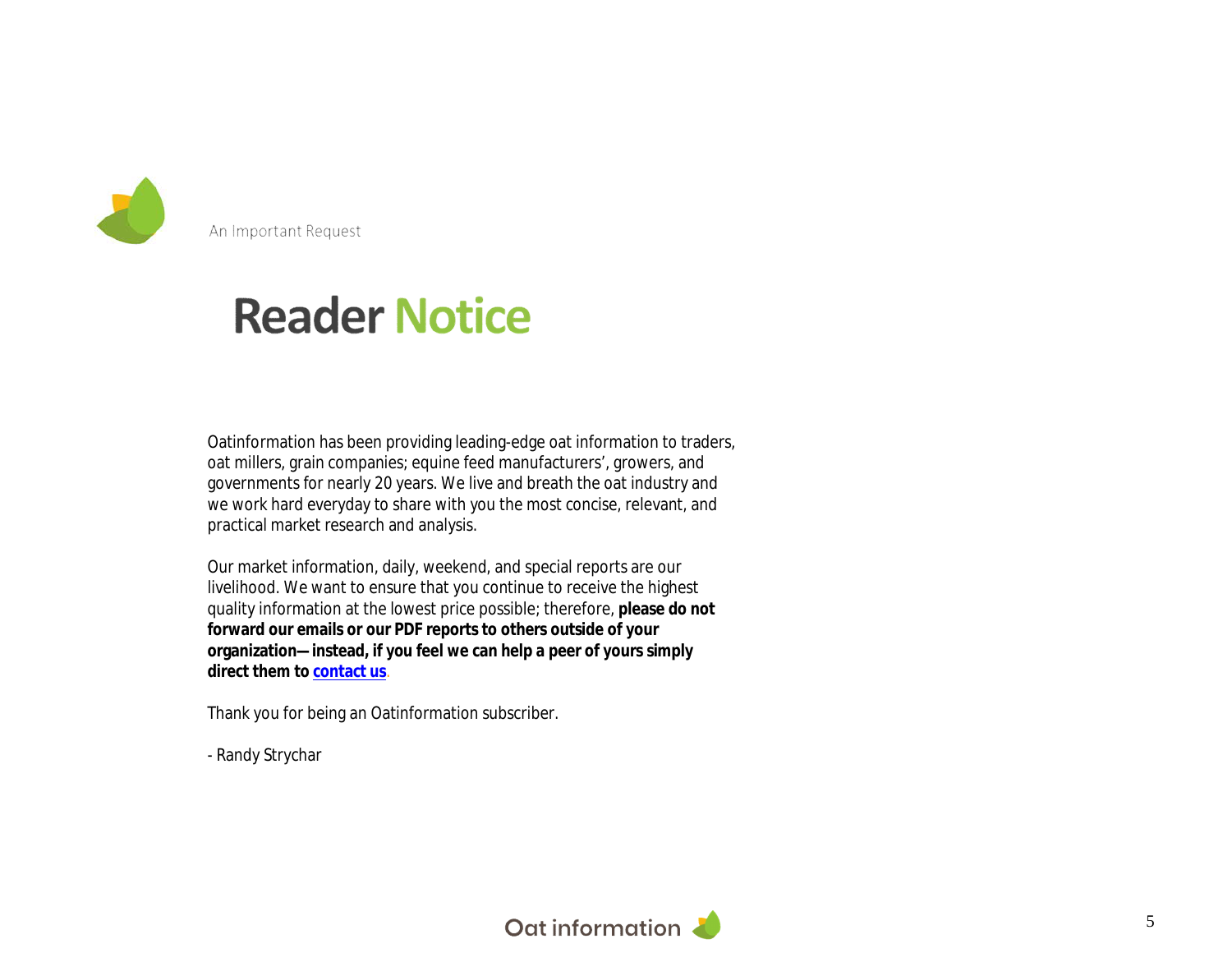An Important Request

# Reader Notice

Oatinformation has been providing leading-edge oat information to traders, oat millers, grain companies; equine feed manufacturers', growers, and governments for nearly 20 years. We live and breath the oat industry and we work hard everyday to share with you the most concise, relevant, and practical market research and analysis.

Our market information, daily, weekend, and special reports are our livelihood. We want to ensure that you continue to receive the highest quality information at the lowest price possible; therefore, **please do not forward our emails or our PDF reports to others outside of your organization—instead, if you feel we can help a peer of yours simply direct them to contact us**.

Thank you for being an Oatinformation subscriber.

- Randy Strychar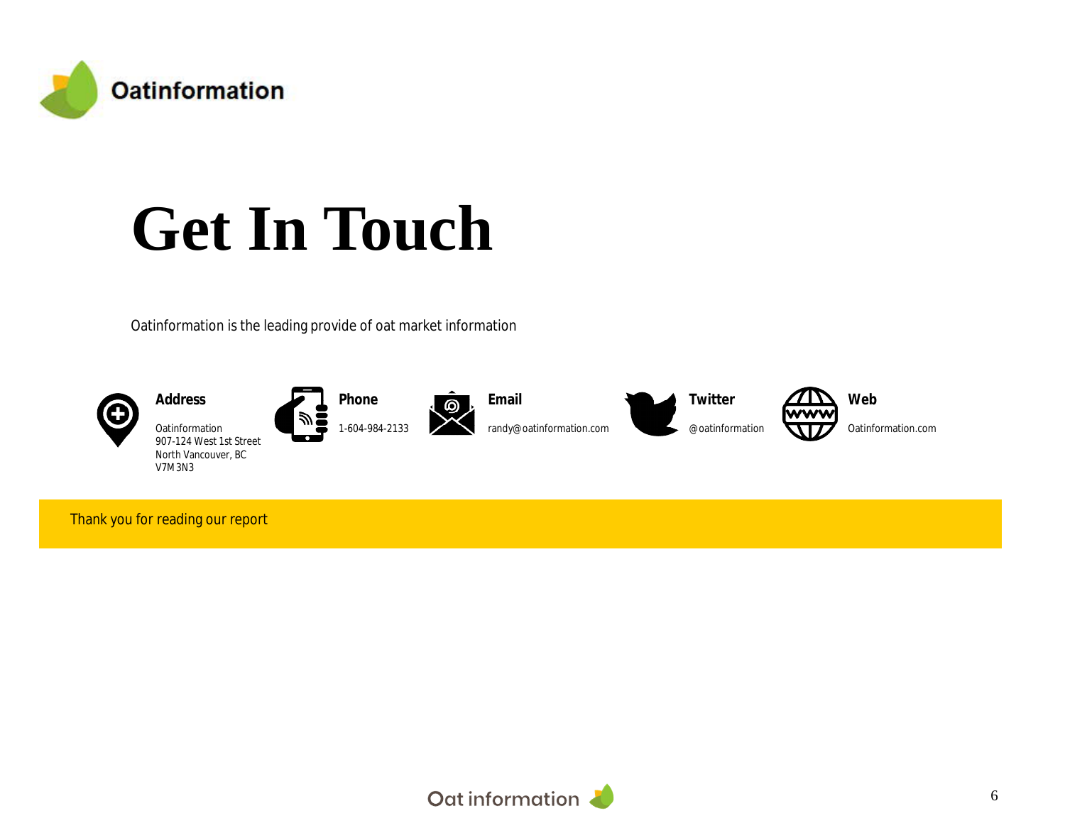Oatinformation

# Get In Touch

Oatinformation is the leading provide of oat market information

**Address**

Oatinformation
907-124 West 1st Street
North Vancouver, BC
V7M 3N3

**Phone**

1-604-984-2133

**Email**

randy@oatinformation.com

**Twitter**

@oatinformation

**Web**

Oatinformation.com

Thank you for reading our report